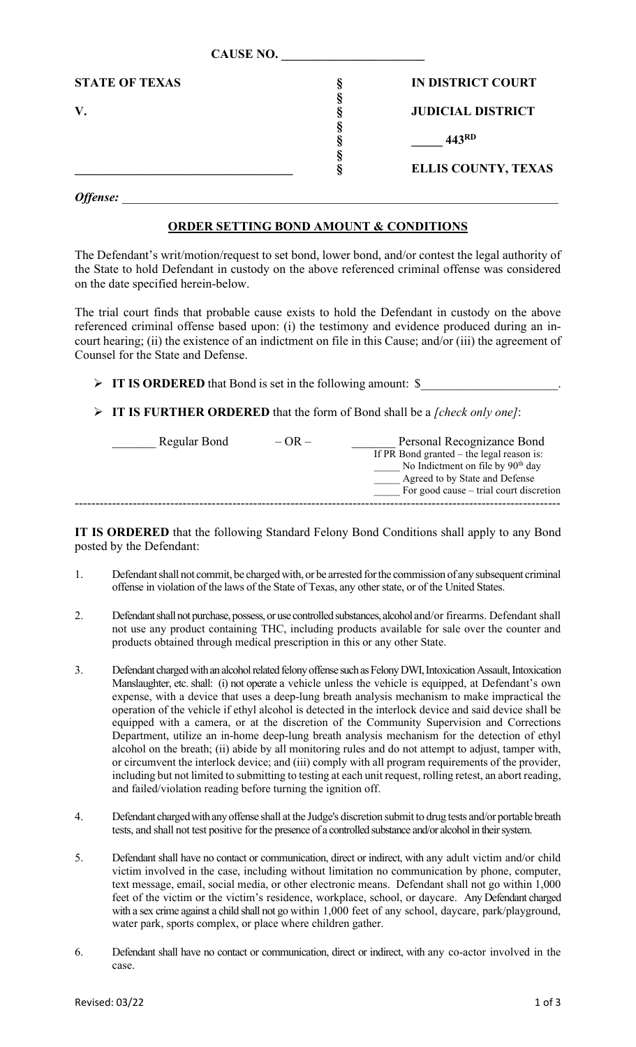**CAUSE NO. ______________________**

| | | |
|---|---|---|
| **STATE OF TEXAS** | § | **IN DISTRICT COURT** |
| | § | |
| **V.** | § | **JUDICIAL DISTRICT** |
| | § | |
| | § | **_____ 443RD** |
| | § | |
| **_________________________________** | § | **ELLIS COUNTY, TEXAS** |

***Offense:*** ______________________________________________________________________

## ORDER SETTING BOND AMOUNT & CONDITIONS

The Defendant's writ/motion/request to set bond, lower bond, and/or contest the legal authority of the State to hold Defendant in custody on the above referenced criminal offense was considered on the date specified herein-below.

The trial court finds that probable cause exists to hold the Defendant in custody on the above referenced criminal offense based upon: (i) the testimony and evidence produced during an in-court hearing; (ii) the existence of an indictment on file in this Cause; and/or (iii) the agreement of Counsel for the State and Defense.

- **IT IS ORDERED** that Bond is set in the following amount: $_____________________.
- **IT IS FURTHER ORDERED** that the form of Bond shall be a *[check only one]*:

_______ Regular Bond – OR – _______ Personal Recognizance Bond

If PR Bond granted – the legal reason is:
_____ No Indictment on file by 90th day
_____ Agreed to by State and Defense
_____ For good cause – trial court discretion

---

**IT IS ORDERED** that the following Standard Felony Bond Conditions shall apply to any Bond posted by the Defendant:

1. Defendant shall not commit, be charged with, or be arrested for the commission of any subsequent criminal offense in violation of the laws of the State of Texas, any other state, or of the United States.

2. Defendant shall not purchase, possess, or use controlled substances, alcohol and/or firearms. Defendant shall not use any product containing THC, including products available for sale over the counter and products obtained through medical prescription in this or any other State.

3. Defendant charged with an alcohol related felony offense such as Felony DWI, Intoxication Assault, Intoxication Manslaughter, etc. shall: (i) not operate a vehicle unless the vehicle is equipped, at Defendant's own expense, with a device that uses a deep-lung breath analysis mechanism to make impractical the operation of the vehicle if ethyl alcohol is detected in the interlock device and said device shall be equipped with a camera, or at the discretion of the Community Supervision and Corrections Department, utilize an in-home deep-lung breath analysis mechanism for the detection of ethyl alcohol on the breath; (ii) abide by all monitoring rules and do not attempt to adjust, tamper with, or circumvent the interlock device; and (iii) comply with all program requirements of the provider, including but not limited to submitting to testing at each unit request, rolling retest, an abort reading, and failed/violation reading before turning the ignition off.

4. Defendant charged with any offense shall at the Judge's discretion submit to drug tests and/or portable breath tests, and shall not test positive for the presence of a controlled substance and/or alcohol in their system.

5. Defendant shall have no contact or communication, direct or indirect, with any adult victim and/or child victim involved in the case, including without limitation no communication by phone, computer, text message, email, social media, or other electronic means. Defendant shall not go within 1,000 feet of the victim or the victim's residence, workplace, school, or daycare. Any Defendant charged with a sex crime against a child shall not go within 1,000 feet of any school, daycare, park/playground, water park, sports complex, or place where children gather.

6. Defendant shall have no contact or communication, direct or indirect, with any co-actor involved in the case.

Revised: 03/22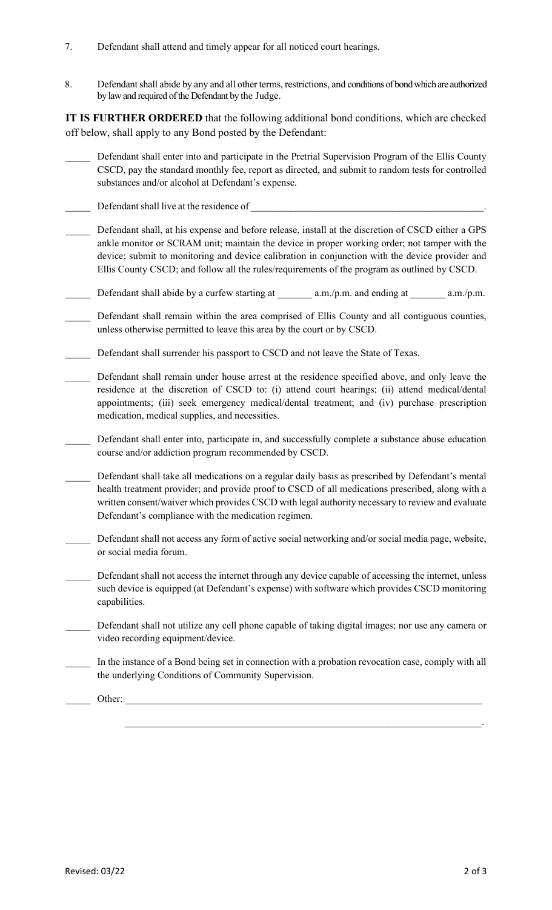7. Defendant shall attend and timely appear for all noticed court hearings.

8. Defendant shall abide by any and all other terms, restrictions, and conditions of bond which are authorized by law and required of the Defendant by the Judge.

**IT IS FURTHER ORDERED** that the following additional bond conditions, which are checked off below, shall apply to any Bond posted by the Defendant:

_____ Defendant shall enter into and participate in the Pretrial Supervision Program of the Ellis County CSCD, pay the standard monthly fee, report as directed, and submit to random tests for controlled substances and/or alcohol at Defendant's expense.

_____ Defendant shall live at the residence of _______________________________________________.

_____ Defendant shall, at his expense and before release, install at the discretion of CSCD either a GPS ankle monitor or SCRAM unit; maintain the device in proper working order; not tamper with the device; submit to monitoring and device calibration in conjunction with the device provider and Ellis County CSCD; and follow all the rules/requirements of the program as outlined by CSCD.

_____ Defendant shall abide by a curfew starting at _______ a.m./p.m. and ending at _______ a.m./p.m.

_____ Defendant shall remain within the area comprised of Ellis County and all contiguous counties, unless otherwise permitted to leave this area by the court or by CSCD.

_____ Defendant shall surrender his passport to CSCD and not leave the State of Texas.

_____ Defendant shall remain under house arrest at the residence specified above, and only leave the residence at the discretion of CSCD to: (i) attend court hearings; (ii) attend medical/dental appointments; (iii) seek emergency medical/dental treatment; and (iv) purchase prescription medication, medical supplies, and necessities.

_____ Defendant shall enter into, participate in, and successfully complete a substance abuse education course and/or addiction program recommended by CSCD.

_____ Defendant shall take all medications on a regular daily basis as prescribed by Defendant's mental health treatment provider; and provide proof to CSCD of all medications prescribed, along with a written consent/waiver which provides CSCD with legal authority necessary to review and evaluate Defendant's compliance with the medication regimen.

_____ Defendant shall not access any form of active social networking and/or social media page, website, or social media forum.

_____ Defendant shall not access the internet through any device capable of accessing the internet, unless such device is equipped (at Defendant's expense) with software which provides CSCD monitoring capabilities.

_____ Defendant shall not utilize any cell phone capable of taking digital images; nor use any camera or video recording equipment/device.

_____ In the instance of a Bond being set in connection with a probation revocation case, comply with all the underlying Conditions of Community Supervision.

_____ Other: ___________________________________________________________________________

___________________________________________________________________________.

Revised: 03/22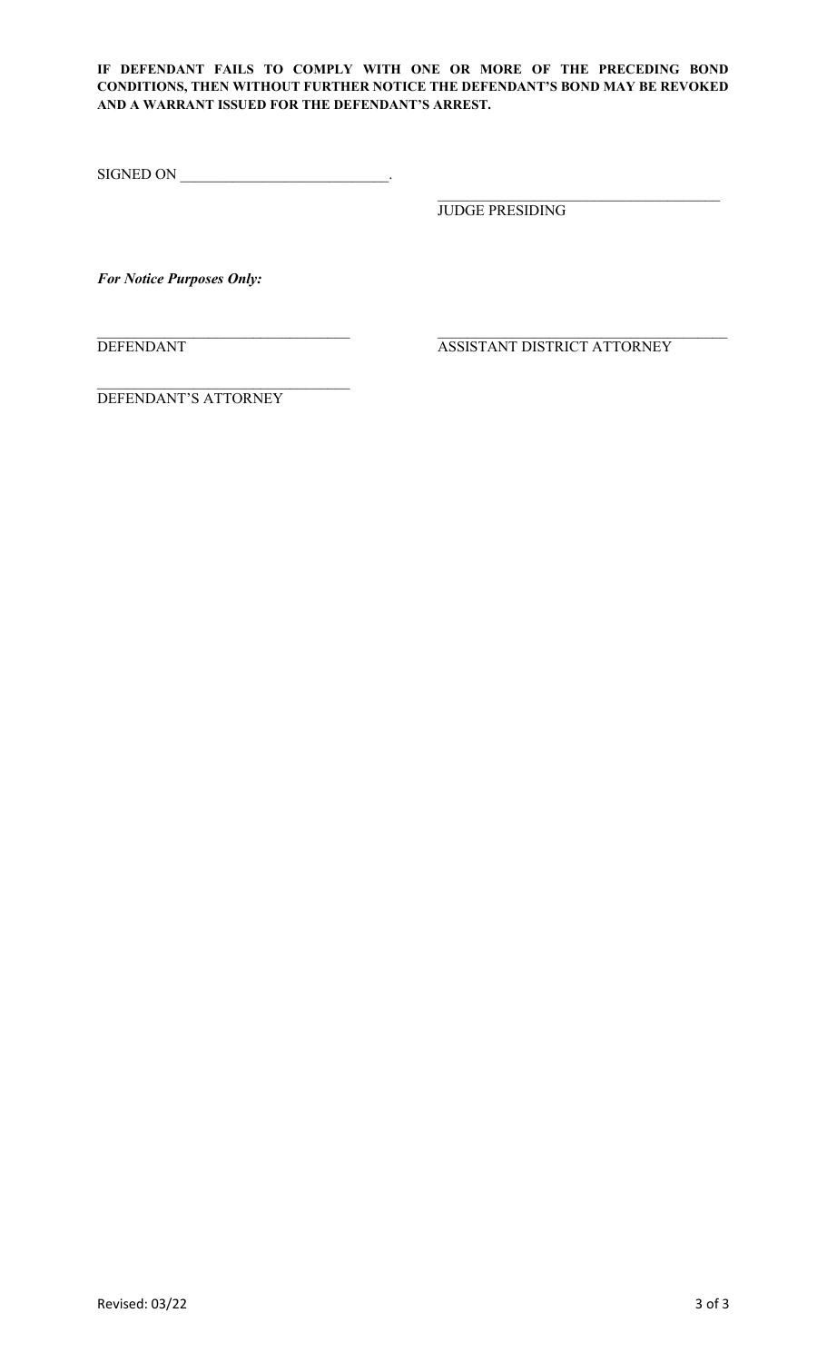**IF DEFENDANT FAILS TO COMPLY WITH ONE OR MORE OF THE PRECEDING BOND CONDITIONS, THEN WITHOUT FURTHER NOTICE THE DEFENDANT'S BOND MAY BE REVOKED AND A WARRANT ISSUED FOR THE DEFENDANT'S ARREST.**

SIGNED ON ____________________________.

_______________________________________
JUDGE PRESIDING

***For Notice Purposes Only:***

_______________________________________
DEFENDANT

_______________________________________
ASSISTANT DISTRICT ATTORNEY

_______________________________________
DEFENDANT'S ATTORNEY

Revised: 03/22